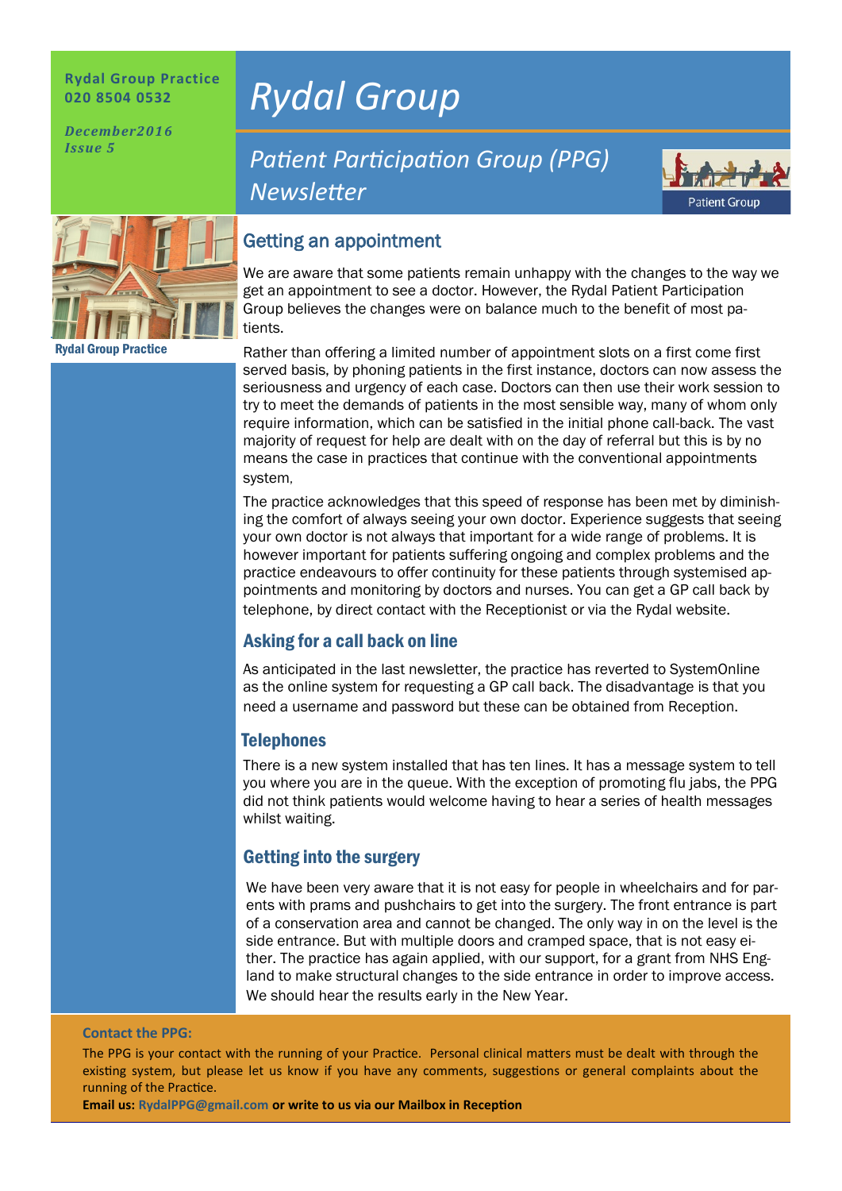**Rydal Group Practice**
**020 8504 0532**

***December2016***
***Issue 5***

# *Rydal Group*

## *Patient Participation Group (PPG) Newsletter*

Patient Group

Rydal Group Practice

## Getting an appointment

We are aware that some patients remain unhappy with the changes to the way we get an appointment to see a doctor. However, the Rydal Patient Participation Group believes the changes were on balance much to the benefit of most patients.

Rather than offering a limited number of appointment slots on a first come first served basis, by phoning patients in the first instance, doctors can now assess the seriousness and urgency of each case. Doctors can then use their work session to try to meet the demands of patients in the most sensible way, many of whom only require information, which can be satisfied in the initial phone call-back. The vast majority of request for help are dealt with on the day of referral but this is by no means the case in practices that continue with the conventional appointments system,

The practice acknowledges that this speed of response has been met by diminishing the comfort of always seeing your own doctor. Experience suggests that seeing your own doctor is not always that important for a wide range of problems. It is however important for patients suffering ongoing and complex problems and the practice endeavours to offer continuity for these patients through systemised appointments and monitoring by doctors and nurses. You can get a GP call back by telephone, by direct contact with the Receptionist or via the Rydal website.

## Asking for a call back on line

As anticipated in the last newsletter, the practice has reverted to SystemOnline as the online system for requesting a GP call back. The disadvantage is that you need a username and password but these can be obtained from Reception.

## Telephones

There is a new system installed that has ten lines. It has a message system to tell you where you are in the queue. With the exception of promoting flu jabs, the PPG did not think patients would welcome having to hear a series of health messages whilst waiting.

## Getting into the surgery

We have been very aware that it is not easy for people in wheelchairs and for parents with prams and pushchairs to get into the surgery. The front entrance is part of a conservation area and cannot be changed. The only way in on the level is the side entrance. But with multiple doors and cramped space, that is not easy either. The practice has again applied, with our support, for a grant from NHS England to make structural changes to the side entrance in order to improve access. We should hear the results early in the New Year.

**Contact the PPG:**

The PPG is your contact with the running of your Practice. Personal clinical matters must be dealt with through the existing system, but please let us know if you have any comments, suggestions or general complaints about the running of the Practice.

**Email us: RydalPPG@gmail.com or write to us via our Mailbox in Reception**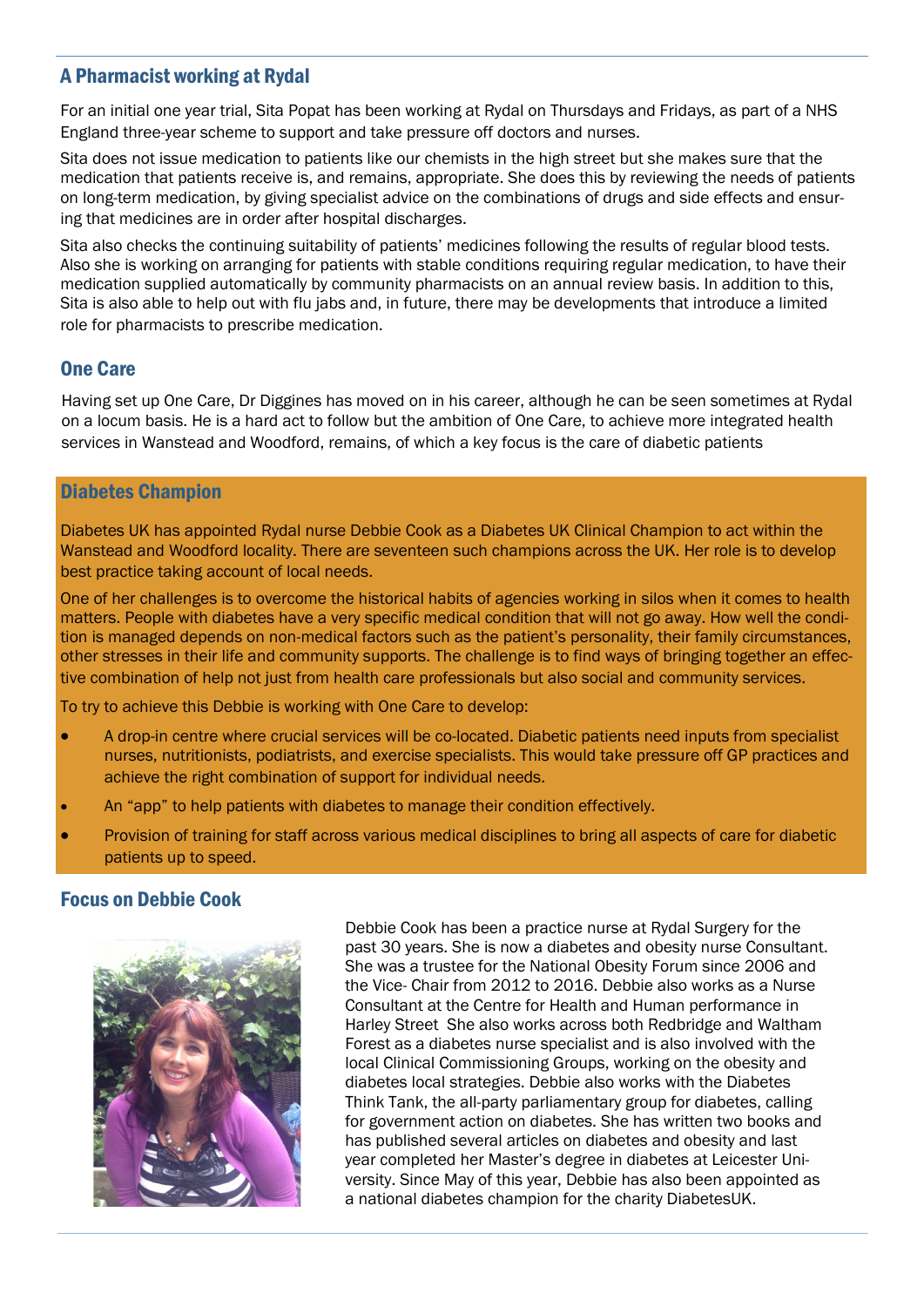## A Pharmacist working at Rydal

For an initial one year trial, Sita Popat has been working at Rydal on Thursdays and Fridays, as part of a NHS England three-year scheme to support and take pressure off doctors and nurses.

Sita does not issue medication to patients like our chemists in the high street but she makes sure that the medication that patients receive is, and remains, appropriate. She does this by reviewing the needs of patients on long-term medication, by giving specialist advice on the combinations of drugs and side effects and ensuring that medicines are in order after hospital discharges.

Sita also checks the continuing suitability of patients' medicines following the results of regular blood tests. Also she is working on arranging for patients with stable conditions requiring regular medication, to have their medication supplied automatically by community pharmacists on an annual review basis. In addition to this, Sita is also able to help out with flu jabs and, in future, there may be developments that introduce a limited role for pharmacists to prescribe medication.

## One Care

Having set up One Care, Dr Diggines has moved on in his career, although he can be seen sometimes at Rydal on a locum basis. He is a hard act to follow but the ambition of One Care, to achieve more integrated health services in Wanstead and Woodford, remains, of which a key focus is the care of diabetic patients

## Diabetes Champion

Diabetes UK has appointed Rydal nurse Debbie Cook as a Diabetes UK Clinical Champion to act within the Wanstead and Woodford locality. There are seventeen such champions across the UK. Her role is to develop best practice taking account of local needs.

One of her challenges is to overcome the historical habits of agencies working in silos when it comes to health matters. People with diabetes have a very specific medical condition that will not go away. How well the condition is managed depends on non-medical factors such as the patient's personality, their family circumstances, other stresses in their life and community supports. The challenge is to find ways of bringing together an effective combination of help not just from health care professionals but also social and community services.

To try to achieve this Debbie is working with One Care to develop:

- A drop-in centre where crucial services will be co-located. Diabetic patients need inputs from specialist nurses, nutritionists, podiatrists, and exercise specialists. This would take pressure off GP practices and achieve the right combination of support for individual needs.
- An "app" to help patients with diabetes to manage their condition effectively.
- Provision of training for staff across various medical disciplines to bring all aspects of care for diabetic patients up to speed.

## Focus on Debbie Cook

Debbie Cook has been a practice nurse at Rydal Surgery for the past 30 years. She is now a diabetes and obesity nurse Consultant. She was a trustee for the National Obesity Forum since 2006 and the Vice- Chair from 2012 to 2016. Debbie also works as a Nurse Consultant at the Centre for Health and Human performance in Harley Street She also works across both Redbridge and Waltham Forest as a diabetes nurse specialist and is also involved with the local Clinical Commissioning Groups, working on the obesity and diabetes local strategies. Debbie also works with the Diabetes Think Tank, the all-party parliamentary group for diabetes, calling for government action on diabetes. She has written two books and has published several articles on diabetes and obesity and last year completed her Master's degree in diabetes at Leicester University. Since May of this year, Debbie has also been appointed as a national diabetes champion for the charity DiabetesUK.